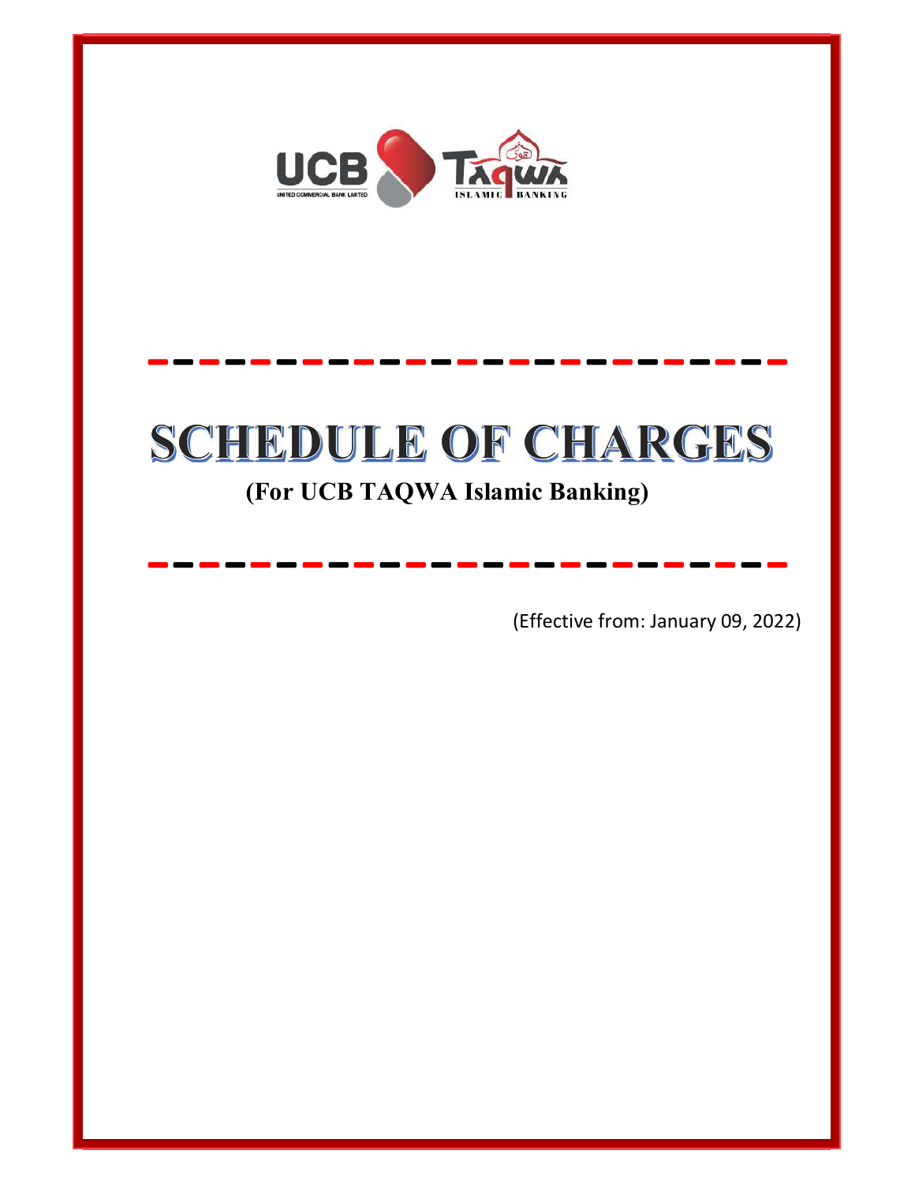# SCHEDULE OF CHARGES

## (For UCB TAQWA Islamic Banking)

(Effective from: January 09, 2022)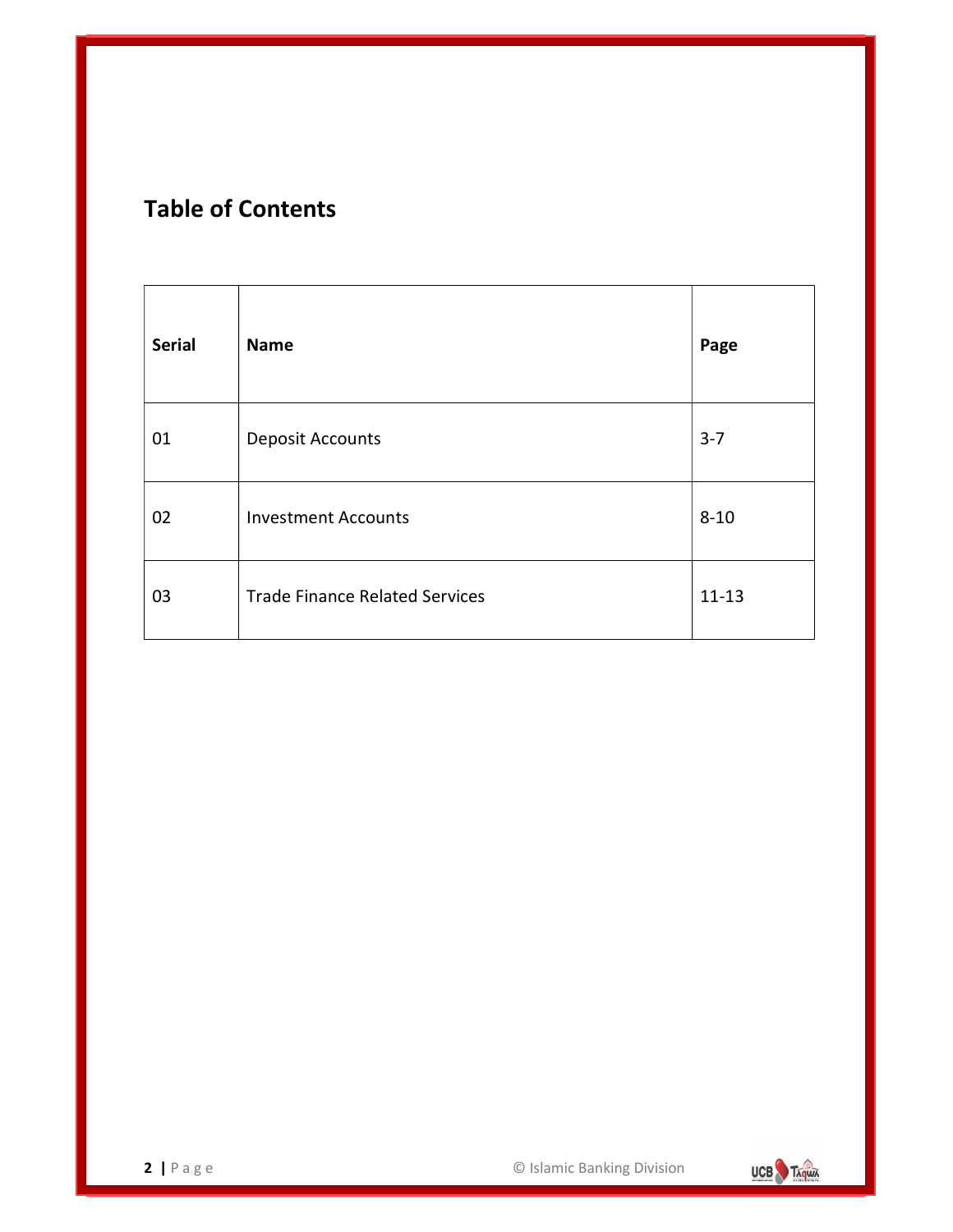## Table of Contents

| Serial | Name | Page |
|---|---|---|
| 01 | Deposit Accounts | 3-7 |
| 02 | Investment Accounts | 8-10 |
| 03 | Trade Finance Related Services | 11-13 |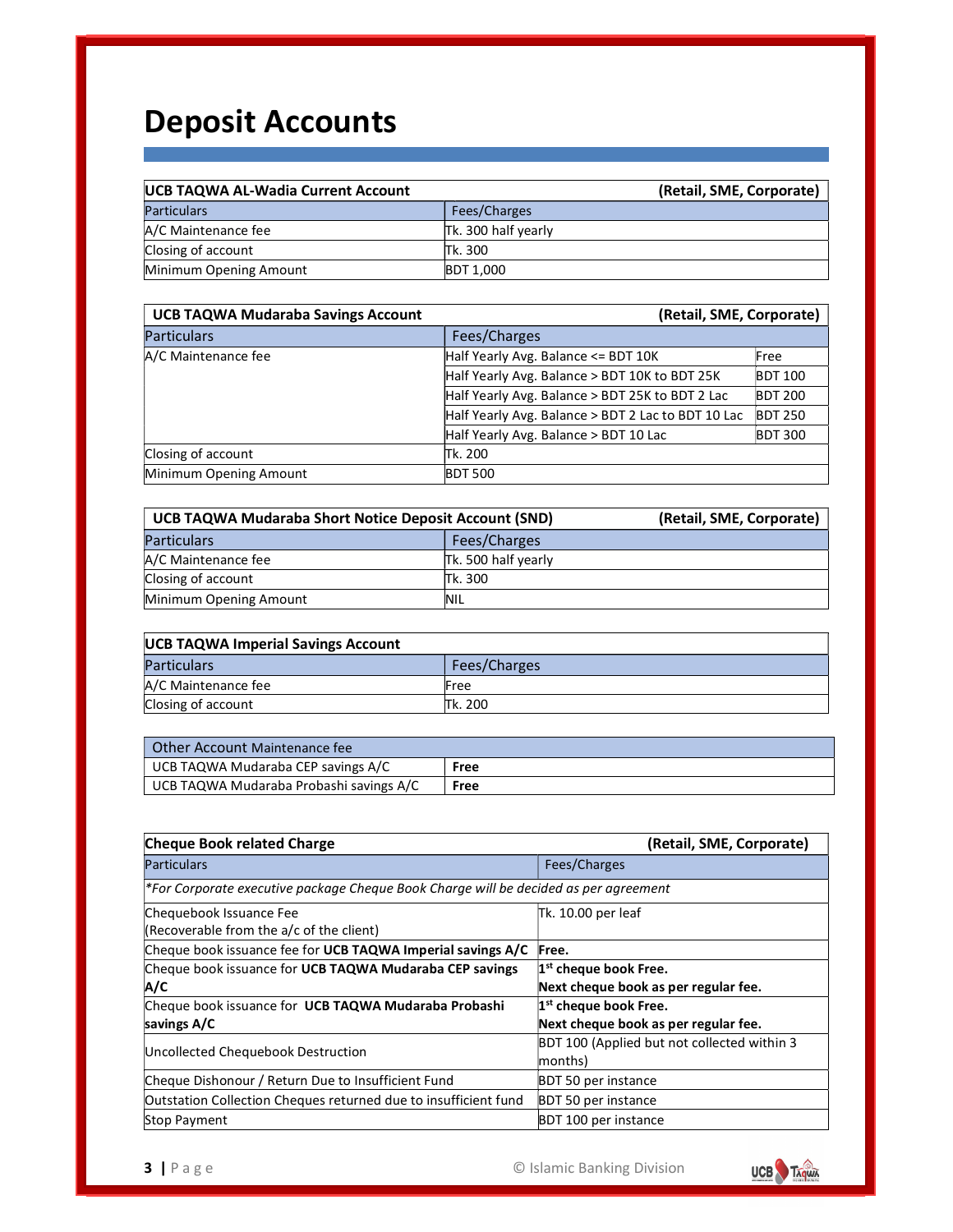# Deposit Accounts

| UCB TAQWA AL-Wadia Current Account | (Retail, SME, Corporate) |
|---|---|
| Particulars | Fees/Charges |
| A/C Maintenance fee | Tk. 300 half yearly |
| Closing of account | Tk. 300 |
| Minimum Opening Amount | BDT 1,000 |

| UCB TAQWA Mudaraba Savings Account | (Retail, SME, Corporate) | |
|---|---|---|
| Particulars | Fees/Charges | |
| A/C Maintenance fee | Half Yearly Avg. Balance <= BDT 10K | Free |
| | Half Yearly Avg. Balance > BDT 10K to BDT 25K | BDT 100 |
| | Half Yearly Avg. Balance > BDT 25K to BDT 2 Lac | BDT 200 |
| | Half Yearly Avg. Balance > BDT 2 Lac to BDT 10 Lac | BDT 250 |
| | Half Yearly Avg. Balance > BDT 10 Lac | BDT 300 |
| Closing of account | Tk. 200 | |
| Minimum Opening Amount | BDT 500 | |

| UCB TAQWA Mudaraba Short Notice Deposit Account (SND) | (Retail, SME, Corporate) |
|---|---|
| Particulars | Fees/Charges |
| A/C Maintenance fee | Tk. 500 half yearly |
| Closing of account | Tk. 300 |
| Minimum Opening Amount | NIL |

| UCB TAQWA Imperial Savings Account | |
|---|---|
| Particulars | Fees/Charges |
| A/C Maintenance fee | Free |
| Closing of account | Tk. 200 |

| Other Account Maintenance fee | |
|---|---|
| UCB TAQWA Mudaraba CEP savings A/C | **Free** |
| UCB TAQWA Mudaraba Probashi savings A/C | **Free** |

| Cheque Book related Charge | (Retail, SME, Corporate) |
|---|---|
| Particulars | Fees/Charges |
| *\*For Corporate executive package Cheque Book Charge will be decided as per agreement* | |
| Chequebook Issuance Fee (Recoverable from the a/c of the client) | Tk. 10.00 per leaf |
| Cheque book issuance fee for **UCB TAQWA Imperial savings A/C** | **Free.** |
| Cheque book issuance for **UCB TAQWA Mudaraba CEP savings A/C** | **1st cheque book Free. Next cheque book as per regular fee.** |
| Cheque book issuance for **UCB TAQWA Mudaraba Probashi savings A/C** | **1st cheque book Free. Next cheque book as per regular fee.** |
| Uncollected Chequebook Destruction | BDT 100 (Applied but not collected within 3 months) |
| Cheque Dishonour / Return Due to Insufficient Fund | BDT 50 per instance |
| Outstation Collection Cheques returned due to insufficient fund | BDT 50 per instance |
| Stop Payment | BDT 100 per instance |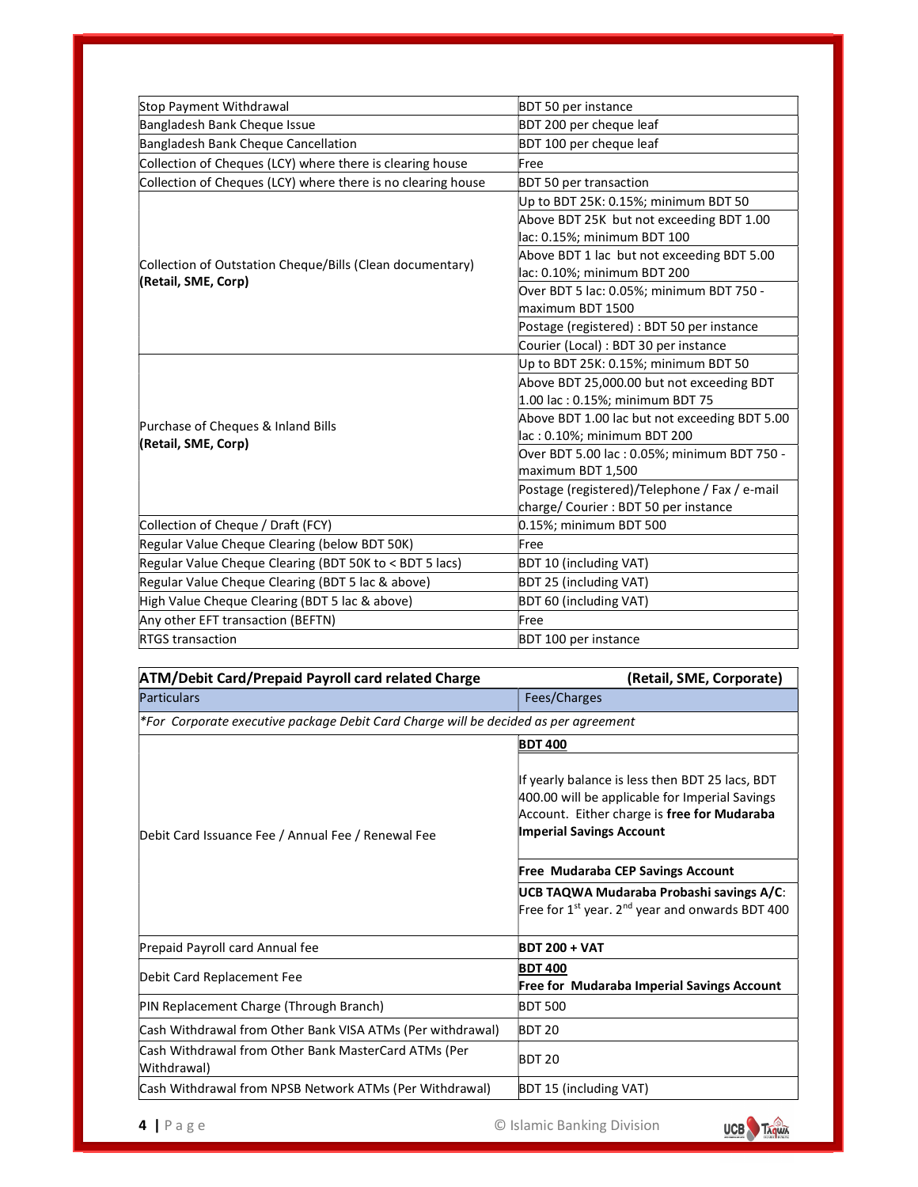| | |
|---|---|
| Stop Payment Withdrawal | BDT 50 per instance |
| Bangladesh Bank Cheque Issue | BDT 200 per cheque leaf |
| Bangladesh Bank Cheque Cancellation | BDT 100 per cheque leaf |
| Collection of Cheques (LCY) where there is clearing house | Free |
| Collection of Cheques (LCY) where there is no clearing house | BDT 50 per transaction |
| Collection of Outstation Cheque/Bills (Clean documentary) **(Retail, SME, Corp)** | Up to BDT 25K: 0.15%; minimum BDT 50 |
| | Above BDT 25K but not exceeding BDT 1.00 lac: 0.15%; minimum BDT 100 |
| | Above BDT 1 lac but not exceeding BDT 5.00 lac: 0.10%; minimum BDT 200 |
| | Over BDT 5 lac: 0.05%; minimum BDT 750 - maximum BDT 1500 |
| | Postage (registered) : BDT 50 per instance |
| | Courier (Local) : BDT 30 per instance |
| Purchase of Cheques & Inland Bills **(Retail, SME, Corp)** | Up to BDT 25K: 0.15%; minimum BDT 50 |
| | Above BDT 25,000.00 but not exceeding BDT 1.00 lac : 0.15%; minimum BDT 75 |
| | Above BDT 1.00 lac but not exceeding BDT 5.00 lac : 0.10%; minimum BDT 200 |
| | Over BDT 5.00 lac : 0.05%; minimum BDT 750 - maximum BDT 1,500 |
| | Postage (registered)/Telephone / Fax / e-mail charge/ Courier : BDT 50 per instance |
| Collection of Cheque / Draft (FCY) | 0.15%; minimum BDT 500 |
| Regular Value Cheque Clearing (below BDT 50K) | Free |
| Regular Value Cheque Clearing (BDT 50K to < BDT 5 lacs) | BDT 10 (including VAT) |
| Regular Value Cheque Clearing (BDT 5 lac & above) | BDT 25 (including VAT) |
| High Value Cheque Clearing (BDT 5 lac & above) | BDT 60 (including VAT) |
| Any other EFT transaction (BEFTN) | Free |
| RTGS transaction | BDT 100 per instance |

| **ATM/Debit Card/Prepaid Payroll card related Charge** | **(Retail, SME, Corporate)** |
|---|---|
| Particulars | Fees/Charges |
| *\*For Corporate executive package Debit Card Charge will be decided as per agreement* | |
| Debit Card Issuance Fee / Annual Fee / Renewal Fee | **BDT 400** |
| | If yearly balance is less then BDT 25 lacs, BDT 400.00 will be applicable for Imperial Savings Account. Either charge is **free for Mudaraba Imperial Savings Account** |
| | **Free Mudaraba CEP Savings Account** |
| | **UCB TAQWA Mudaraba Probashi savings A/C**: Free for 1st year. 2nd year and onwards BDT 400 |
| Prepaid Payroll card Annual fee | **BDT 200 + VAT** |
| Debit Card Replacement Fee | **BDT 400**<br>**Free for Mudaraba Imperial Savings Account** |
| PIN Replacement Charge (Through Branch) | BDT 500 |
| Cash Withdrawal from Other Bank VISA ATMs (Per withdrawal) | BDT 20 |
| Cash Withdrawal from Other Bank MasterCard ATMs (Per Withdrawal) | BDT 20 |
| Cash Withdrawal from NPSB Network ATMs (Per Withdrawal) | BDT 15 (including VAT) |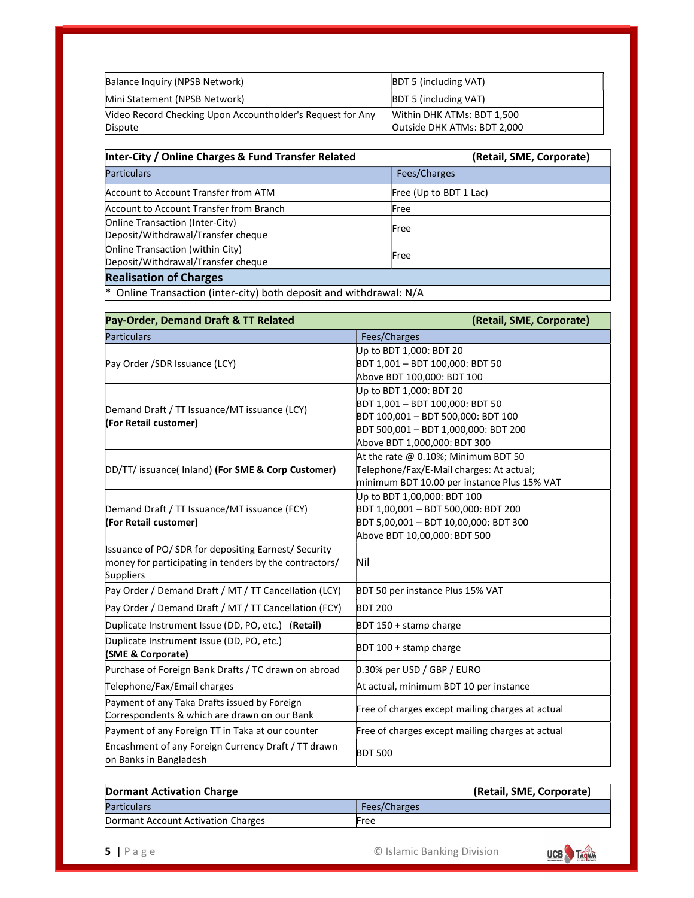| | |
|---|---|
| Balance Inquiry (NPSB Network) | BDT 5 (including VAT) |
| Mini Statement (NPSB Network) | BDT 5 (including VAT) |
| Video Record Checking Upon Accountholder's Request for Any Dispute | Within DHK ATMs: BDT 1,500<br>Outside DHK ATMs: BDT 2,000 |

| **Inter-City / Online Charges & Fund Transfer Related** | **(Retail, SME, Corporate)** |
|---|---|
| Particulars | Fees/Charges |
| Account to Account Transfer from ATM | Free (Up to BDT 1 Lac) |
| Account to Account Transfer from Branch | Free |
| Online Transaction (Inter-City) Deposit/Withdrawal/Transfer cheque | Free |
| Online Transaction (within City) Deposit/Withdrawal/Transfer cheque | Free |
| **Realisation of Charges** | |
| * Online Transaction (inter-city) both deposit and withdrawal: N/A | |

| **Pay-Order, Demand Draft & TT Related** | **(Retail, SME, Corporate)** |
|---|---|
| Particulars | Fees/Charges |
| Pay Order /SDR Issuance (LCY) | Up to BDT 1,000: BDT 20<br>BDT 1,001 – BDT 100,000: BDT 50<br>Above BDT 100,000: BDT 100 |
| Demand Draft / TT Issuance/MT issuance (LCY) **(For Retail customer)** | Up to BDT 1,000: BDT 20<br>BDT 1,001 – BDT 100,000: BDT 50<br>BDT 100,001 – BDT 500,000: BDT 100<br>BDT 500,001 – BDT 1,000,000: BDT 200<br>Above BDT 1,000,000: BDT 300 |
| DD/TT/ issuance( Inland) **(For SME & Corp Customer)** | At the rate @ 0.10%; Minimum BDT 50<br>Telephone/Fax/E-Mail charges: At actual; minimum BDT 10.00 per instance Plus 15% VAT |
| Demand Draft / TT Issuance/MT issuance (FCY) **(For Retail customer)** | Up to BDT 1,00,000: BDT 100<br>BDT 1,00,001 – BDT 500,000: BDT 200<br>BDT 5,00,001 – BDT 10,00,000: BDT 300<br>Above BDT 10,00,000: BDT 500 |
| Issuance of PO/ SDR for depositing Earnest/ Security money for participating in tenders by the contractors/ Suppliers | Nil |
| Pay Order / Demand Draft / MT / TT Cancellation (LCY) | BDT 50 per instance Plus 15% VAT |
| Pay Order / Demand Draft / MT / TT Cancellation (FCY) | BDT 200 |
| Duplicate Instrument Issue (DD, PO, etc.) **(Retail)** | BDT 150 + stamp charge |
| Duplicate Instrument Issue (DD, PO, etc.) **(SME & Corporate)** | BDT 100 + stamp charge |
| Purchase of Foreign Bank Drafts / TC drawn on abroad | 0.30% per USD / GBP / EURO |
| Telephone/Fax/Email charges | At actual, minimum BDT 10 per instance |
| Payment of any Taka Drafts issued by Foreign Correspondents & which are drawn on our Bank | Free of charges except mailing charges at actual |
| Payment of any Foreign TT in Taka at our counter | Free of charges except mailing charges at actual |
| Encashment of any Foreign Currency Draft / TT drawn on Banks in Bangladesh | BDT 500 |

| **Dormant Activation Charge** | **(Retail, SME, Corporate)** |
|---|---|
| Particulars | Fees/Charges |
| Dormant Account Activation Charges | Free |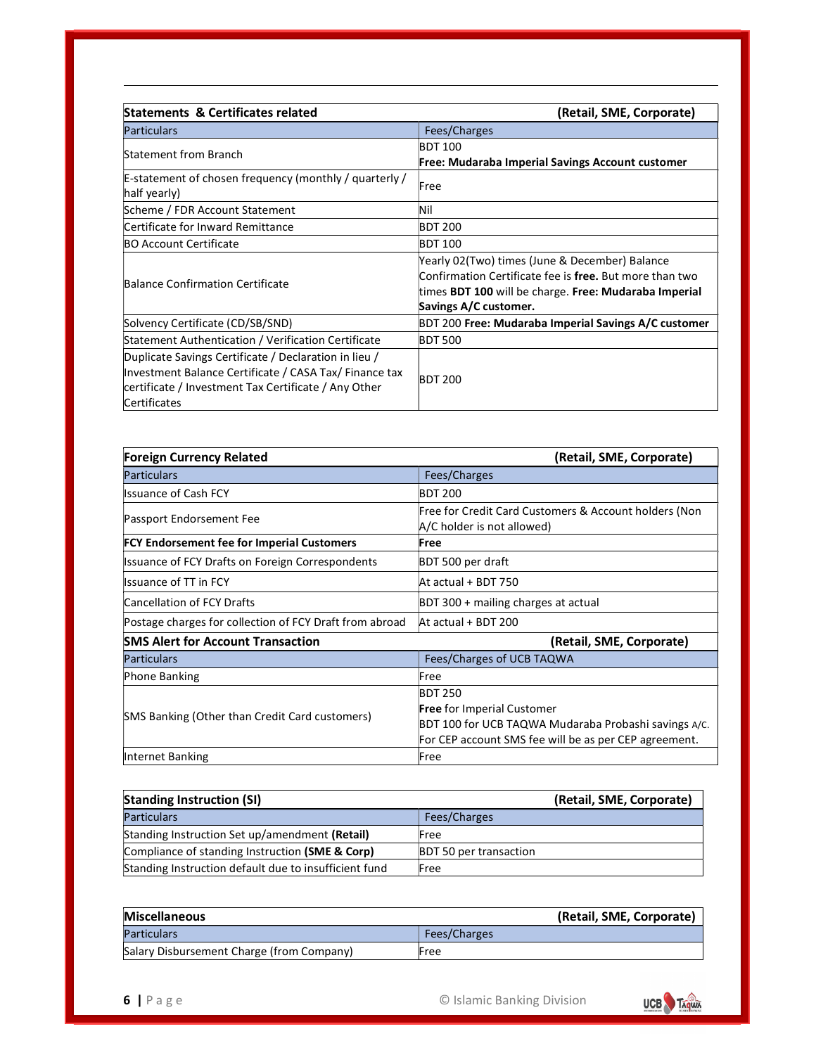| **Statements & Certificates related** | **(Retail, SME, Corporate)** |
|---|---|
| Particulars | Fees/Charges |
| Statement from Branch | BDT 100<br>**Free: Mudaraba Imperial Savings Account customer** |
| E-statement of chosen frequency (monthly / quarterly / half yearly) | Free |
| Scheme / FDR Account Statement | Nil |
| Certificate for Inward Remittance | BDT 200 |
| BO Account Certificate | BDT 100 |
| Balance Confirmation Certificate | Yearly 02(Two) times (June & December) Balance Confirmation Certificate fee is **free.** But more than two times **BDT 100** will be charge. **Free: Mudaraba Imperial Savings A/C customer.** |
| Solvency Certificate (CD/SB/SND) | BDT 200 **Free: Mudaraba Imperial Savings A/C customer** |
| Statement Authentication / Verification Certificate | BDT 500 |
| Duplicate Savings Certificate / Declaration in lieu / Investment Balance Certificate / CASA Tax/ Finance tax certificate / Investment Tax Certificate / Any Other Certificates | BDT 200 |

| **Foreign Currency Related** | **(Retail, SME, Corporate)** |
|---|---|
| Particulars | Fees/Charges |
| Issuance of Cash FCY | BDT 200 |
| Passport Endorsement Fee | Free for Credit Card Customers & Account holders (Non A/C holder is not allowed) |
| **FCY Endorsement fee for Imperial Customers** | **Free** |
| Issuance of FCY Drafts on Foreign Correspondents | BDT 500 per draft |
| Issuance of TT in FCY | At actual + BDT 750 |
| Cancellation of FCY Drafts | BDT 300 + mailing charges at actual |
| Postage charges for collection of FCY Draft from abroad | At actual + BDT 200 |

| **SMS Alert for Account Transaction** | **(Retail, SME, Corporate)** |
|---|---|
| Particulars | Fees/Charges of UCB TAQWA |
| Phone Banking | Free |
| SMS Banking (Other than Credit Card customers) | BDT 250<br>**Free** for Imperial Customer<br>BDT 100 for UCB TAQWA Mudaraba Probashi savings A/C.<br>For CEP account SMS fee will be as per CEP agreement. |
| Internet Banking | Free |

| **Standing Instruction (SI)** | **(Retail, SME, Corporate)** |
|---|---|
| Particulars | Fees/Charges |
| Standing Instruction Set up/amendment **(Retail)** | Free |
| Compliance of standing Instruction **(SME & Corp)** | BDT 50 per transaction |
| Standing Instruction default due to insufficient fund | Free |

| **Miscellaneous** | **(Retail, SME, Corporate)** |
|---|---|
| Particulars | Fees/Charges |
| Salary Disbursement Charge (from Company) | Free |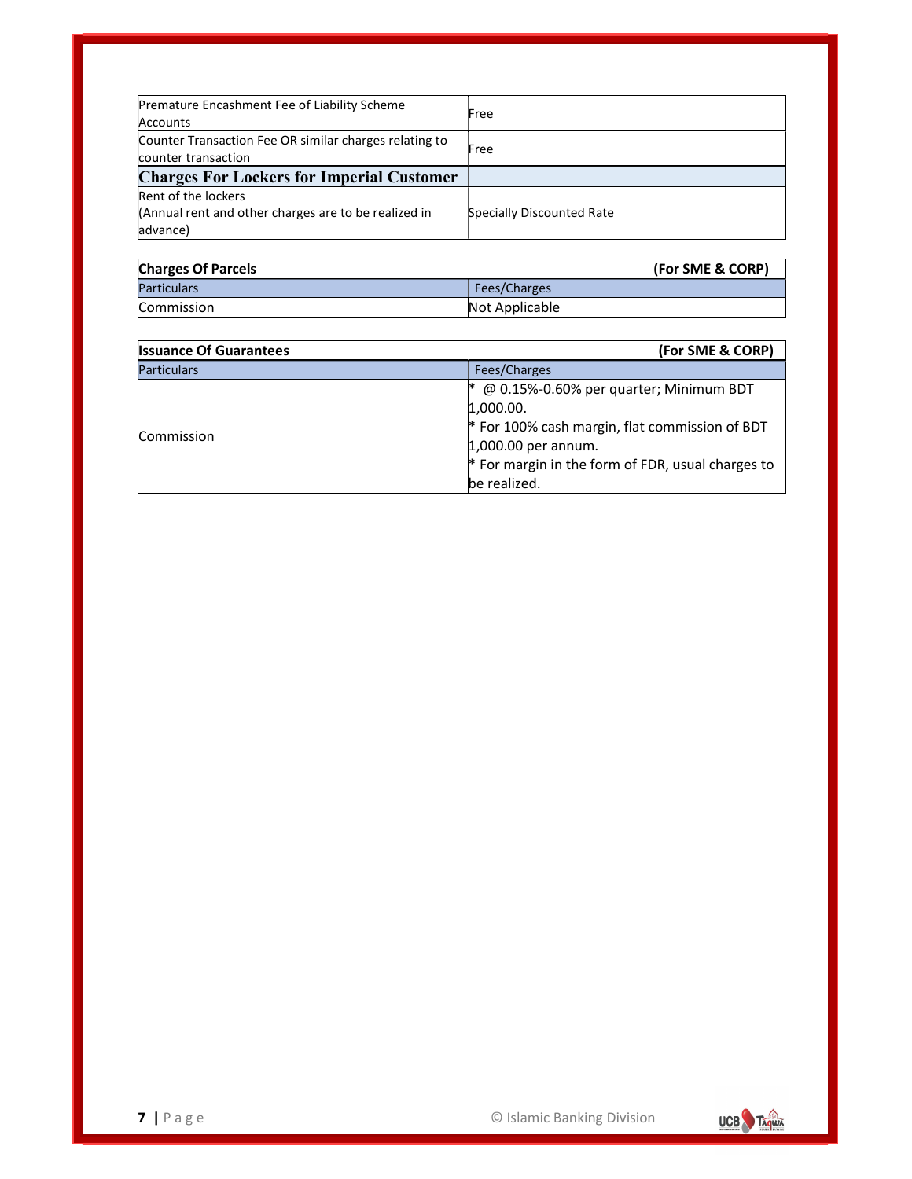| | |
|---|---|
| Premature Encashment Fee of Liability Scheme Accounts | Free |
| Counter Transaction Fee OR similar charges relating to counter transaction | Free |
| **Charges For Lockers for Imperial Customer** | |
| Rent of the lockers<br>(Annual rent and other charges are to be realized in advance) | Specially Discounted Rate |

| **Charges Of Parcels** | **(For SME & CORP)** |
|---|---|
| Particulars | Fees/Charges |
| Commission | Not Applicable |

| **Issuance Of Guarantees** | **(For SME & CORP)** |
|---|---|
| Particulars | Fees/Charges |
| Commission | * @ 0.15%-0.60% per quarter; Minimum BDT 1,000.00.<br>* For 100% cash margin, flat commission of BDT 1,000.00 per annum.<br>* For margin in the form of FDR, usual charges to be realized. |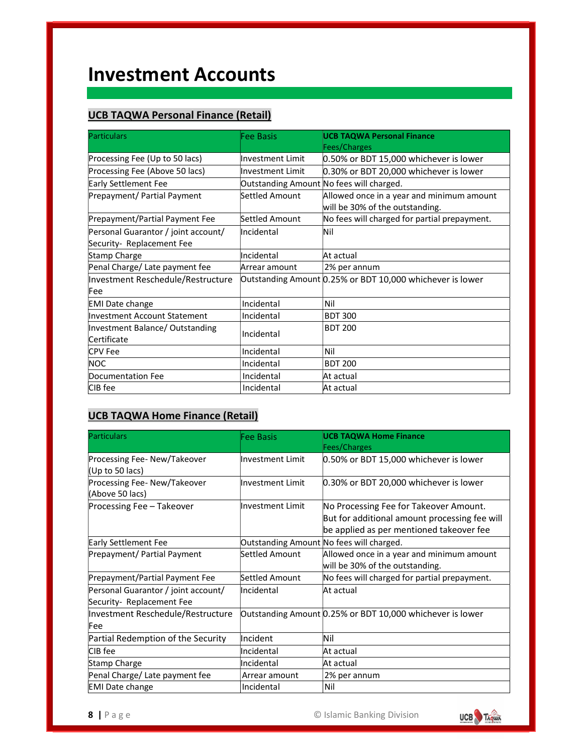# Investment Accounts

## UCB TAQWA Personal Finance (Retail)

| Particulars | Fee Basis | **UCB TAQWA Personal Finance** Fees/Charges |
|---|---|---|
| Processing Fee (Up to 50 lacs) | Investment Limit | 0.50% or BDT 15,000 whichever is lower |
| Processing Fee (Above 50 lacs) | Investment Limit | 0.30% or BDT 20,000 whichever is lower |
| Early Settlement Fee | Outstanding Amount | No fees will charged. |
| Prepayment/ Partial Payment | Settled Amount | Allowed once in a year and minimum amount will be 30% of the outstanding. |
| Prepayment/Partial Payment Fee | Settled Amount | No fees will charged for partial prepayment. |
| Personal Guarantor / joint account/ Security- Replacement Fee | Incidental | Nil |
| Stamp Charge | Incidental | At actual |
| Penal Charge/ Late payment fee | Arrear amount | 2% per annum |
| Investment Reschedule/Restructure Fee | Outstanding Amount | 0.25% or BDT 10,000 whichever is lower |
| EMI Date change | Incidental | Nil |
| Investment Account Statement | Incidental | BDT 300 |
| Investment Balance/ Outstanding Certificate | Incidental | BDT 200 |
| CPV Fee | Incidental | Nil |
| NOC | Incidental | BDT 200 |
| Documentation Fee | Incidental | At actual |
| CIB fee | Incidental | At actual |

## UCB TAQWA Home Finance (Retail)

| Particulars | Fee Basis | **UCB TAQWA Home Finance** Fees/Charges |
|---|---|---|
| Processing Fee- New/Takeover (Up to 50 lacs) | Investment Limit | 0.50% or BDT 15,000 whichever is lower |
| Processing Fee- New/Takeover (Above 50 lacs) | Investment Limit | 0.30% or BDT 20,000 whichever is lower |
| Processing Fee – Takeover | Investment Limit | No Processing Fee for Takeover Amount. But for additional amount processing fee will be applied as per mentioned takeover fee |
| Early Settlement Fee | Outstanding Amount | No fees will charged. |
| Prepayment/ Partial Payment | Settled Amount | Allowed once in a year and minimum amount will be 30% of the outstanding. |
| Prepayment/Partial Payment Fee | Settled Amount | No fees will charged for partial prepayment. |
| Personal Guarantor / joint account/ Security- Replacement Fee | Incidental | At actual |
| Investment Reschedule/Restructure Fee | Outstanding Amount | 0.25% or BDT 10,000 whichever is lower |
| Partial Redemption of the Security | Incident | Nil |
| CIB fee | Incidental | At actual |
| Stamp Charge | Incidental | At actual |
| Penal Charge/ Late payment fee | Arrear amount | 2% per annum |
| EMI Date change | Incidental | Nil |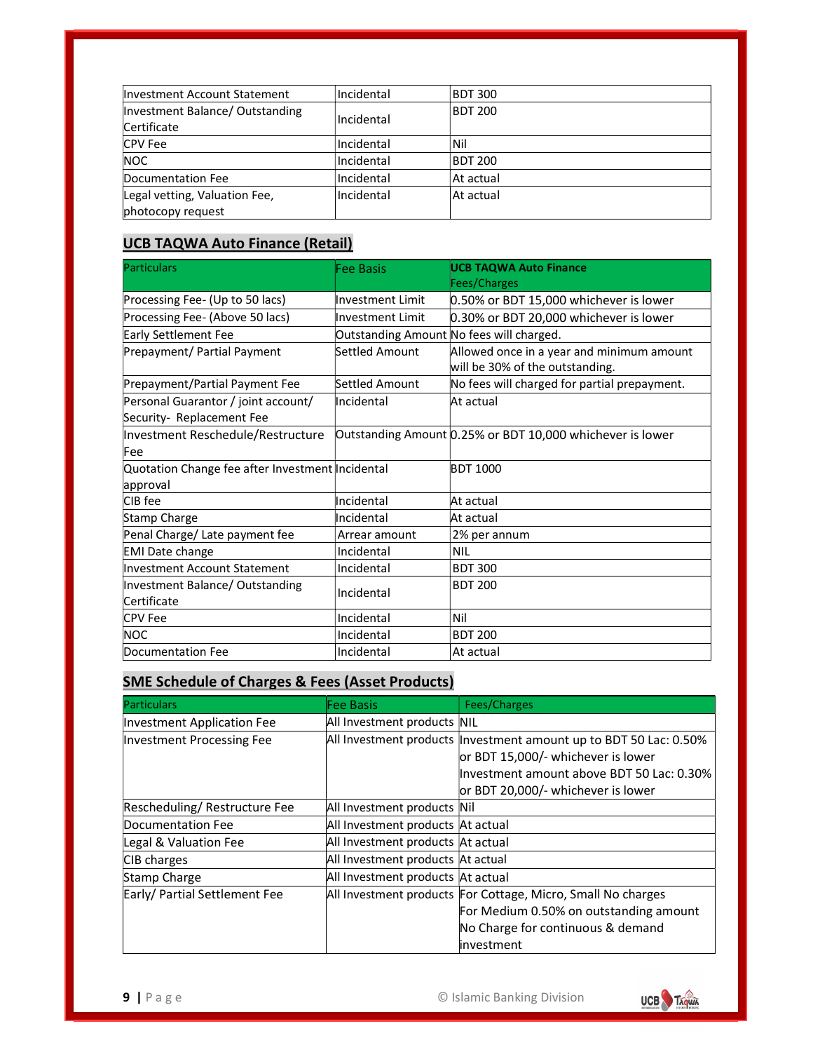| | | |
|---|---|---|
| Investment Account Statement | Incidental | BDT 300 |
| Investment Balance/ Outstanding Certificate | Incidental | BDT 200 |
| CPV Fee | Incidental | Nil |
| NOC | Incidental | BDT 200 |
| Documentation Fee | Incidental | At actual |
| Legal vetting, Valuation Fee, photocopy request | Incidental | At actual |

## UCB TAQWA Auto Finance (Retail)

| Particulars | Fee Basis | UCB TAQWA Auto Finance Fees/Charges |
|---|---|---|
| Processing Fee- (Up to 50 lacs) | Investment Limit | 0.50% or BDT 15,000 whichever is lower |
| Processing Fee- (Above 50 lacs) | Investment Limit | 0.30% or BDT 20,000 whichever is lower |
| Early Settlement Fee | Outstanding Amount | No fees will charged. |
| Prepayment/ Partial Payment | Settled Amount | Allowed once in a year and minimum amount will be 30% of the outstanding. |
| Prepayment/Partial Payment Fee | Settled Amount | No fees will charged for partial prepayment. |
| Personal Guarantor / joint account/ Security- Replacement Fee | Incidental | At actual |
| Investment Reschedule/Restructure Fee | Outstanding Amount | 0.25% or BDT 10,000 whichever is lower |
| Quotation Change fee after Investment approval | Incidental | BDT 1000 |
| CIB fee | Incidental | At actual |
| Stamp Charge | Incidental | At actual |
| Penal Charge/ Late payment fee | Arrear amount | 2% per annum |
| EMI Date change | Incidental | NIL |
| Investment Account Statement | Incidental | BDT 300 |
| Investment Balance/ Outstanding Certificate | Incidental | BDT 200 |
| CPV Fee | Incidental | Nil |
| NOC | Incidental | BDT 200 |
| Documentation Fee | Incidental | At actual |

## SME Schedule of Charges & Fees (Asset Products)

| Particulars | Fee Basis | Fees/Charges |
|---|---|---|
| Investment Application Fee | All Investment products | NIL |
| Investment Processing Fee | All Investment products | Investment amount up to BDT 50 Lac: 0.50% or BDT 15,000/- whichever is lower<br>Investment amount above BDT 50 Lac: 0.30% or BDT 20,000/- whichever is lower |
| Rescheduling/ Restructure Fee | All Investment products | Nil |
| Documentation Fee | All Investment products | At actual |
| Legal & Valuation Fee | All Investment products | At actual |
| CIB charges | All Investment products | At actual |
| Stamp Charge | All Investment products | At actual |
| Early/ Partial Settlement Fee | All Investment products | For Cottage, Micro, Small No charges<br>For Medium 0.50% on outstanding amount<br>No Charge for continuous & demand investment |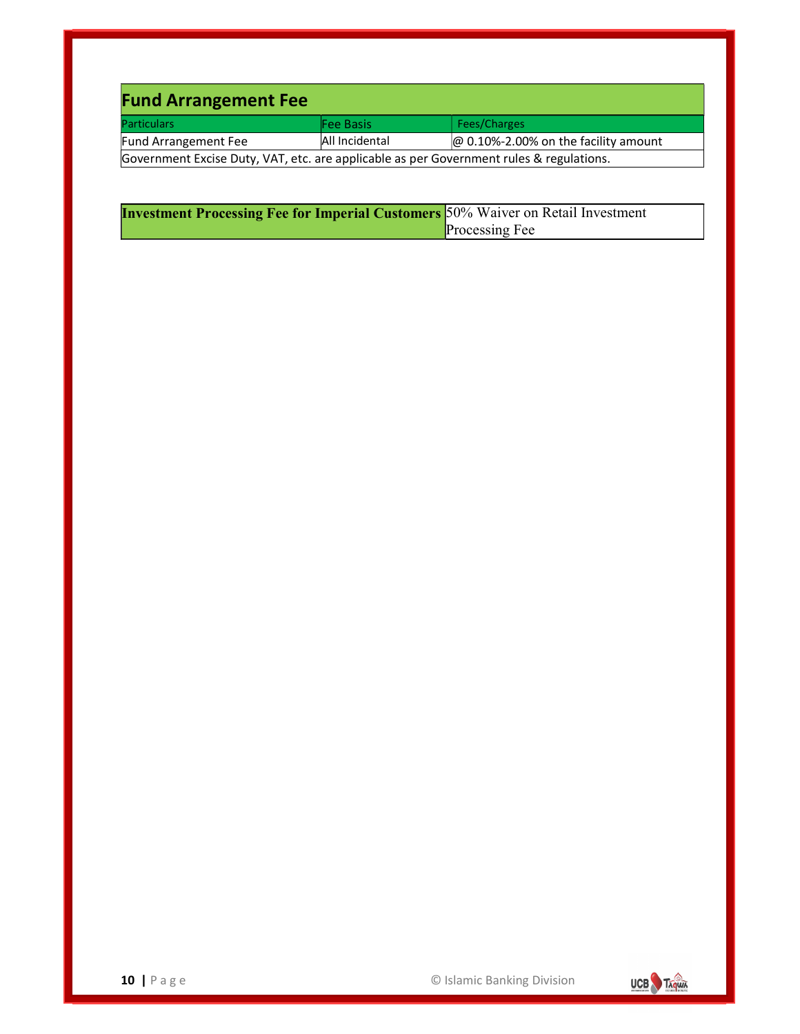## Fund Arrangement Fee

| Particulars | Fee Basis | Fees/Charges |
|---|---|---|
| Fund Arrangement Fee | All Incidental | @ 0.10%-2.00% on the facility amount |
| Government Excise Duty, VAT, etc. are applicable as per Government rules & regulations. | | |

| **Investment Processing Fee for Imperial Customers** | 50% Waiver on Retail Investment Processing Fee |
|---|---|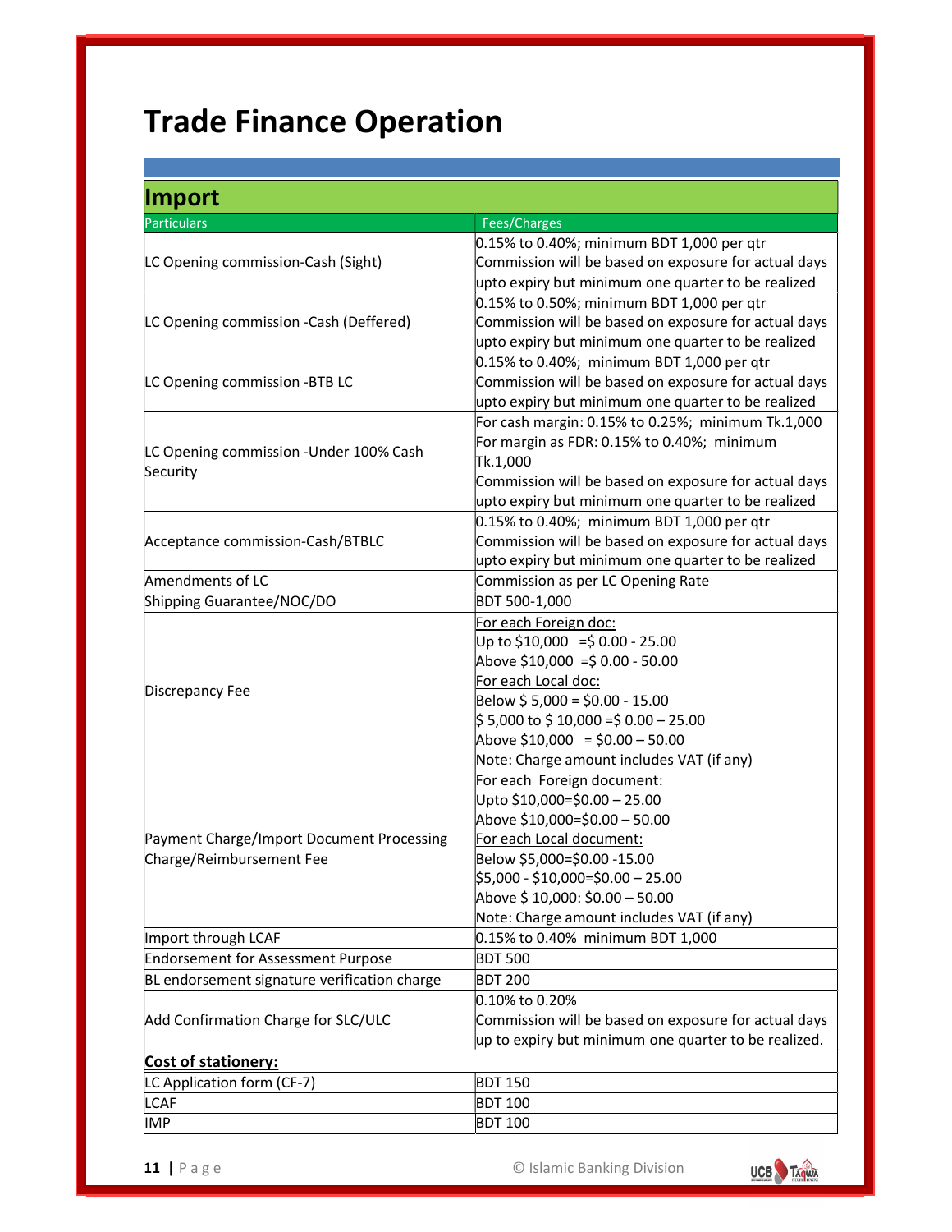# Trade Finance Operation

## Import

| Particulars | Fees/Charges |
|---|---|
| LC Opening commission-Cash (Sight) | 0.15% to 0.40%; minimum BDT 1,000 per qtr<br>Commission will be based on exposure for actual days upto expiry but minimum one quarter to be realized |
| LC Opening commission -Cash (Deffered) | 0.15% to 0.50%; minimum BDT 1,000 per qtr<br>Commission will be based on exposure for actual days upto expiry but minimum one quarter to be realized |
| LC Opening commission -BTB LC | 0.15% to 0.40%; minimum BDT 1,000 per qtr<br>Commission will be based on exposure for actual days upto expiry but minimum one quarter to be realized |
| LC Opening commission -Under 100% Cash Security | For cash margin: 0.15% to 0.25%; minimum Tk.1,000<br>For margin as FDR: 0.15% to 0.40%; minimum Tk.1,000<br>Commission will be based on exposure for actual days upto expiry but minimum one quarter to be realized |
| Acceptance commission-Cash/BTBLC | 0.15% to 0.40%; minimum BDT 1,000 per qtr<br>Commission will be based on exposure for actual days upto expiry but minimum one quarter to be realized |
| Amendments of LC | Commission as per LC Opening Rate |
| Shipping Guarantee/NOC/DO | BDT 500-1,000 |
| Discrepancy Fee | For each Foreign doc:<br>Up to $10,000 =$ 0.00 - 25.00<br>Above $10,000 =$ 0.00 - 50.00<br>For each Local doc:<br>Below $ 5,000 = $0.00 - 15.00<br>$ 5,000 to $ 10,000 =$ 0.00 – 25.00<br>Above $10,000 = $0.00 – 50.00<br>Note: Charge amount includes VAT (if any) |
| Payment Charge/Import Document Processing Charge/Reimbursement Fee | For each Foreign document:<br>Upto $10,000=$0.00 – 25.00<br>Above $10,000=$0.00 – 50.00<br>For each Local document:<br>Below $5,000=$0.00 -15.00<br>$5,000 - $10,000=$0.00 – 25.00<br>Above $ 10,000: $0.00 – 50.00<br>Note: Charge amount includes VAT (if any) |
| Import through LCAF | 0.15% to 0.40% minimum BDT 1,000 |
| Endorsement for Assessment Purpose | BDT 500 |
| BL endorsement signature verification charge | BDT 200 |
| Add Confirmation Charge for SLC/ULC | 0.10% to 0.20%<br>Commission will be based on exposure for actual days up to expiry but minimum one quarter to be realized. |
| **Cost of stationery:** | |
| LC Application form (CF-7) | BDT 150 |
| LCAF | BDT 100 |
| IMP | BDT 100 |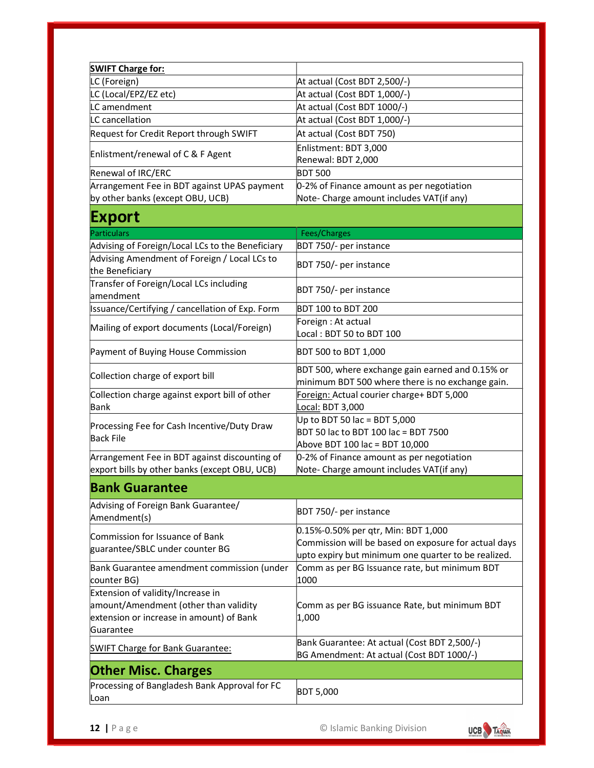| SWIFT Charge for: | |
|---|---|
| LC (Foreign) | At actual (Cost BDT 2,500/-) |
| LC (Local/EPZ/EZ etc) | At actual (Cost BDT 1,000/-) |
| LC amendment | At actual (Cost BDT 1000/-) |
| LC cancellation | At actual (Cost BDT 1,000/-) |
| Request for Credit Report through SWIFT | At actual (Cost BDT 750) |
| Enlistment/renewal of C & F Agent | Enlistment: BDT 3,000<br>Renewal: BDT 2,000 |
| Renewal of IRC/ERC | BDT 500 |
| Arrangement Fee in BDT against UPAS payment by other banks (except OBU, UCB) | 0-2% of Finance amount as per negotiation<br>Note- Charge amount includes VAT(if any) |

## Export

| Particulars | Fees/Charges |
|---|---|
| Advising of Foreign/Local LCs to the Beneficiary | BDT 750/- per instance |
| Advising Amendment of Foreign / Local LCs to the Beneficiary | BDT 750/- per instance |
| Transfer of Foreign/Local LCs including amendment | BDT 750/- per instance |
| Issuance/Certifying / cancellation of Exp. Form | BDT 100 to BDT 200 |
| Mailing of export documents (Local/Foreign) | Foreign : At actual<br>Local : BDT 50 to BDT 100 |
| Payment of Buying House Commission | BDT 500 to BDT 1,000 |
| Collection charge of export bill | BDT 500, where exchange gain earned and 0.15% or minimum BDT 500 where there is no exchange gain. |
| Collection charge against export bill of other Bank | Foreign: Actual courier charge+ BDT 5,000<br>Local: BDT 3,000 |
| Processing Fee for Cash Incentive/Duty Draw Back File | Up to BDT 50 lac = BDT 5,000<br>BDT 50 lac to BDT 100 lac = BDT 7500<br>Above BDT 100 lac = BDT 10,000 |
| Arrangement Fee in BDT against discounting of export bills by other banks (except OBU, UCB) | 0-2% of Finance amount as per negotiation<br>Note- Charge amount includes VAT(if any) |

## Bank Guarantee

| Particulars | Fees/Charges |
|---|---|
| Advising of Foreign Bank Guarantee/ Amendment(s) | BDT 750/- per instance |
| Commission for Issuance of Bank guarantee/SBLC under counter BG | 0.15%-0.50% per qtr, Min: BDT 1,000<br>Commission will be based on exposure for actual days upto expiry but minimum one quarter to be realized. |
| Bank Guarantee amendment commission (under counter BG) | Comm as per BG Issuance rate, but minimum BDT 1000 |
| Extension of validity/Increase in amount/Amendment (other than validity extension or increase in amount) of Bank Guarantee | Comm as per BG issuance Rate, but minimum BDT 1,000 |
| SWIFT Charge for Bank Guarantee: | Bank Guarantee: At actual (Cost BDT 2,500/-)<br>BG Amendment: At actual (Cost BDT 1000/-) |

## Other Misc. Charges

| Particulars | Fees/Charges |
|---|---|
| Processing of Bangladesh Bank Approval for FC Loan | BDT 5,000 |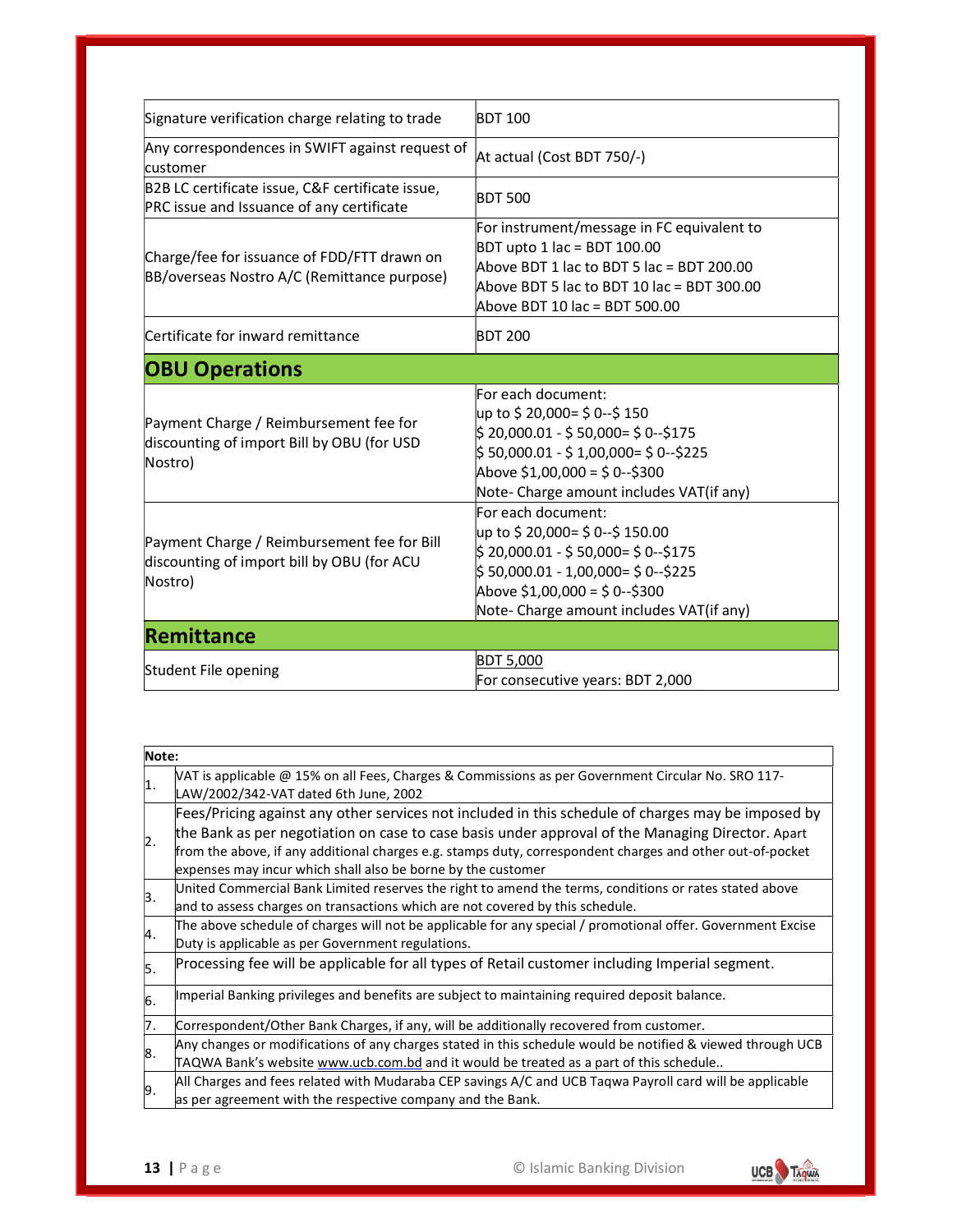| | |
|---|---|
| Signature verification charge relating to trade | BDT 100 |
| Any correspondences in SWIFT against request of customer | At actual (Cost BDT 750/-) |
| B2B LC certificate issue, C&F certificate issue, PRC issue and Issuance of any certificate | BDT 500 |
| Charge/fee for issuance of FDD/FTT drawn on BB/overseas Nostro A/C (Remittance purpose) | For instrument/message in FC equivalent to<br>BDT upto 1 lac = BDT 100.00<br>Above BDT 1 lac to BDT 5 lac = BDT 200.00<br>Above BDT 5 lac to BDT 10 lac = BDT 300.00<br>Above BDT 10 lac = BDT 500.00 |
| Certificate for inward remittance | BDT 200 |
| **OBU Operations** | |
| Payment Charge / Reimbursement fee for discounting of import Bill by OBU (for USD Nostro) | For each document:<br>up to $ 20,000= $ 0--$ 150<br>$ 20,000.01 - $ 50,000= $ 0--$175<br>$ 50,000.01 - $ 1,00,000= $ 0--$225<br>Above $1,00,000 = $ 0--$300<br>Note- Charge amount includes VAT(if any) |
| Payment Charge / Reimbursement fee for Bill discounting of import bill by OBU (for ACU Nostro) | For each document:<br>up to $ 20,000= $ 0--$ 150.00<br>$ 20,000.01 - $ 50,000= $ 0--$175<br>$ 50,000.01 - 1,00,000= $ 0--$225<br>Above $1,00,000 = $ 0--$300<br>Note- Charge amount includes VAT(if any) |
| **Remittance** | |
| Student File opening | BDT 5,000<br>For consecutive years: BDT 2,000 |

| **Note:** | |
|---|---|
| 1. | VAT is applicable @ 15% on all Fees, Charges & Commissions as per Government Circular No. SRO 117-LAW/2002/342-VAT dated 6th June, 2002 |
| 2. | Fees/Pricing against any other services not included in this schedule of charges may be imposed by the Bank as per negotiation on case to case basis under approval of the Managing Director. Apart from the above, if any additional charges e.g. stamps duty, correspondent charges and other out-of-pocket expenses may incur which shall also be borne by the customer |
| 3. | United Commercial Bank Limited reserves the right to amend the terms, conditions or rates stated above and to assess charges on transactions which are not covered by this schedule. |
| 4. | The above schedule of charges will not be applicable for any special / promotional offer. Government Excise Duty is applicable as per Government regulations. |
| 5. | Processing fee will be applicable for all types of Retail customer including Imperial segment. |
| 6. | Imperial Banking privileges and benefits are subject to maintaining required deposit balance. |
| 7. | Correspondent/Other Bank Charges, if any, will be additionally recovered from customer. |
| 8. | Any changes or modifications of any charges stated in this schedule would be notified & viewed through UCB TAQWA Bank's website www.ucb.com.bd and it would be treated as a part of this schedule.. |
| 9. | All Charges and fees related with Mudaraba CEP savings A/C and UCB Taqwa Payroll card will be applicable as per agreement with the respective company and the Bank. |

© Islamic Banking Division